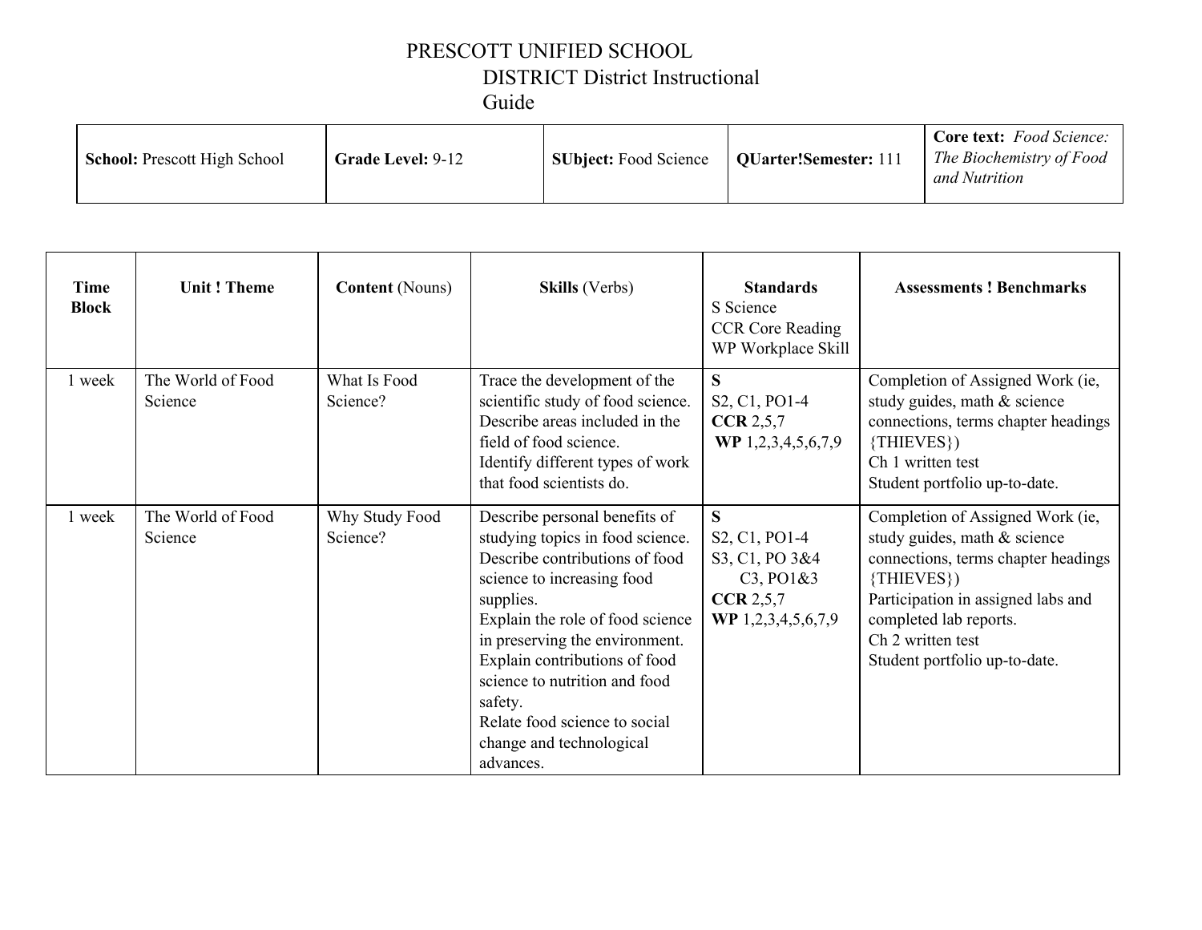# PRESCOTT UNIFIED SCHOOL DISTRICT District Instructional Guide

| **School:** Prescott High School | **Grade Level:** 9-12 | **SUbject:** Food Science | **QUarter!Semester:** 111 | **Core text:** *Food Science: The Biochemistry of Food and Nutrition* |
|---|---|---|---|---|

| **Time Block** | **Unit ! Theme** | **Content** (Nouns) | **Skills** (Verbs) | **Standards**<br>S Science<br>CCR Core Reading<br>WP Workplace Skill | **Assessments ! Benchmarks** |
|---|---|---|---|---|---|
| 1 week | The World of Food Science | What Is Food Science? | Trace the development of the scientific study of food science.<br>Describe areas included in the field of food science.<br>Identify different types of work that food scientists do. | **S**<br>S2, C1, PO1-4<br>**CCR** 2,5,7<br>**WP** 1,2,3,4,5,6,7,9 | Completion of Assigned Work (ie, study guides, math & science connections, terms chapter headings {THIEVES})<br>Ch 1 written test<br>Student portfolio up-to-date. |
| 1 week | The World of Food Science | Why Study Food Science? | Describe personal benefits of studying topics in food science.<br>Describe contributions of food science to increasing food supplies.<br>Explain the role of food science in preserving the environment.<br>Explain contributions of food science to nutrition and food safety.<br>Relate food science to social change and technological advances. | **S**<br>S2, C1, PO1-4<br>S3, C1, PO 3&4<br>C3, PO1&3<br>**CCR** 2,5,7<br>**WP** 1,2,3,4,5,6,7,9 | Completion of Assigned Work (ie, study guides, math & science connections, terms chapter headings {THIEVES})<br>Participation in assigned labs and completed lab reports.<br>Ch 2 written test<br>Student portfolio up-to-date. |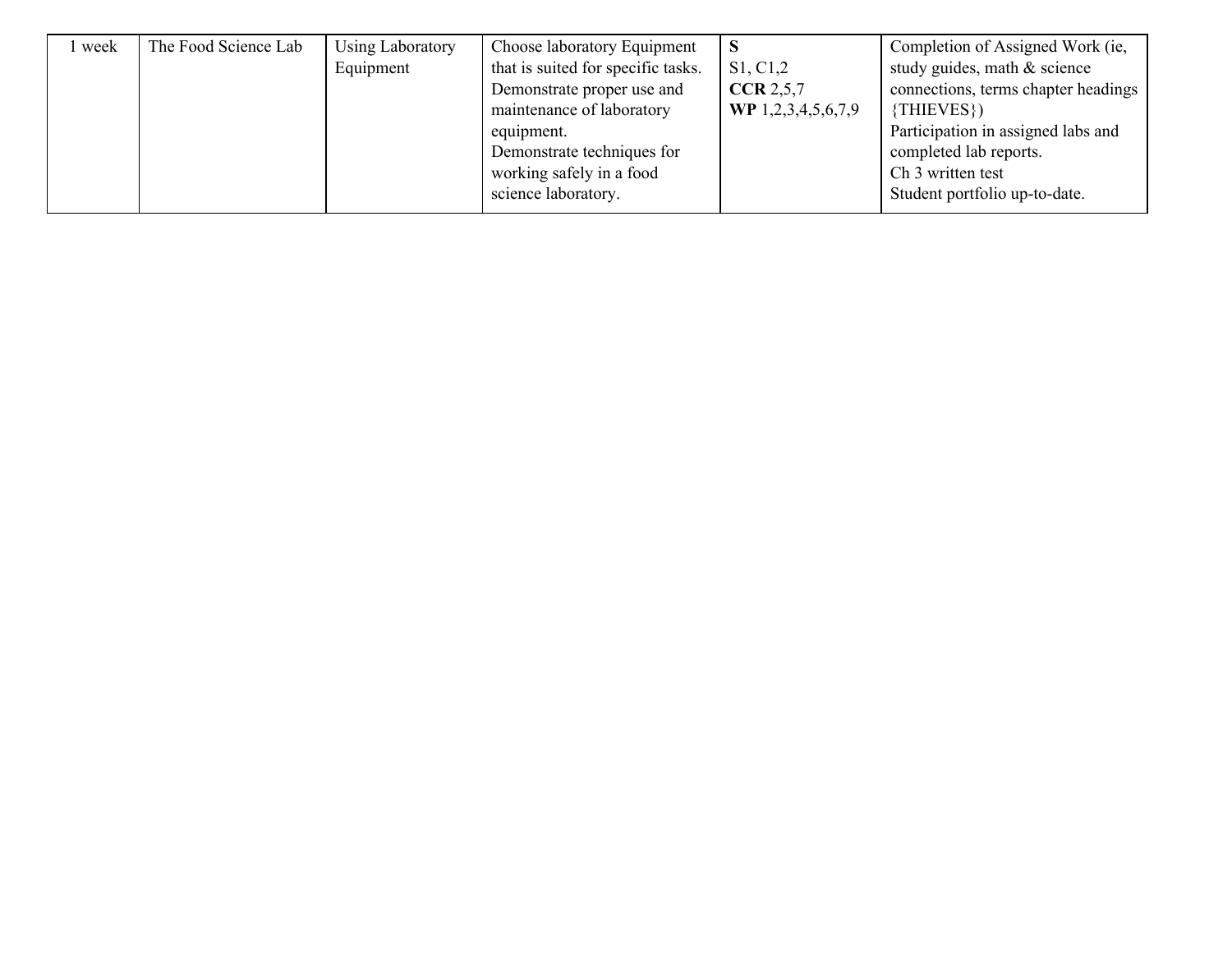| | | | | | |
|---|---|---|---|---|---|
| 1 week | The Food Science Lab | Using Laboratory Equipment | Choose laboratory Equipment that is suited for specific tasks.<br>Demonstrate proper use and maintenance of laboratory equipment.<br>Demonstrate techniques for working safely in a food science laboratory. | **S**<br>S1, C1,2<br>**CCR** 2,5,7<br>**WP** 1,2,3,4,5,6,7,9 | Completion of Assigned Work (ie, study guides, math & science connections, terms chapter headings {THIEVES})<br>Participation in assigned labs and completed lab reports.<br>Ch 3 written test<br>Student portfolio up-to-date. |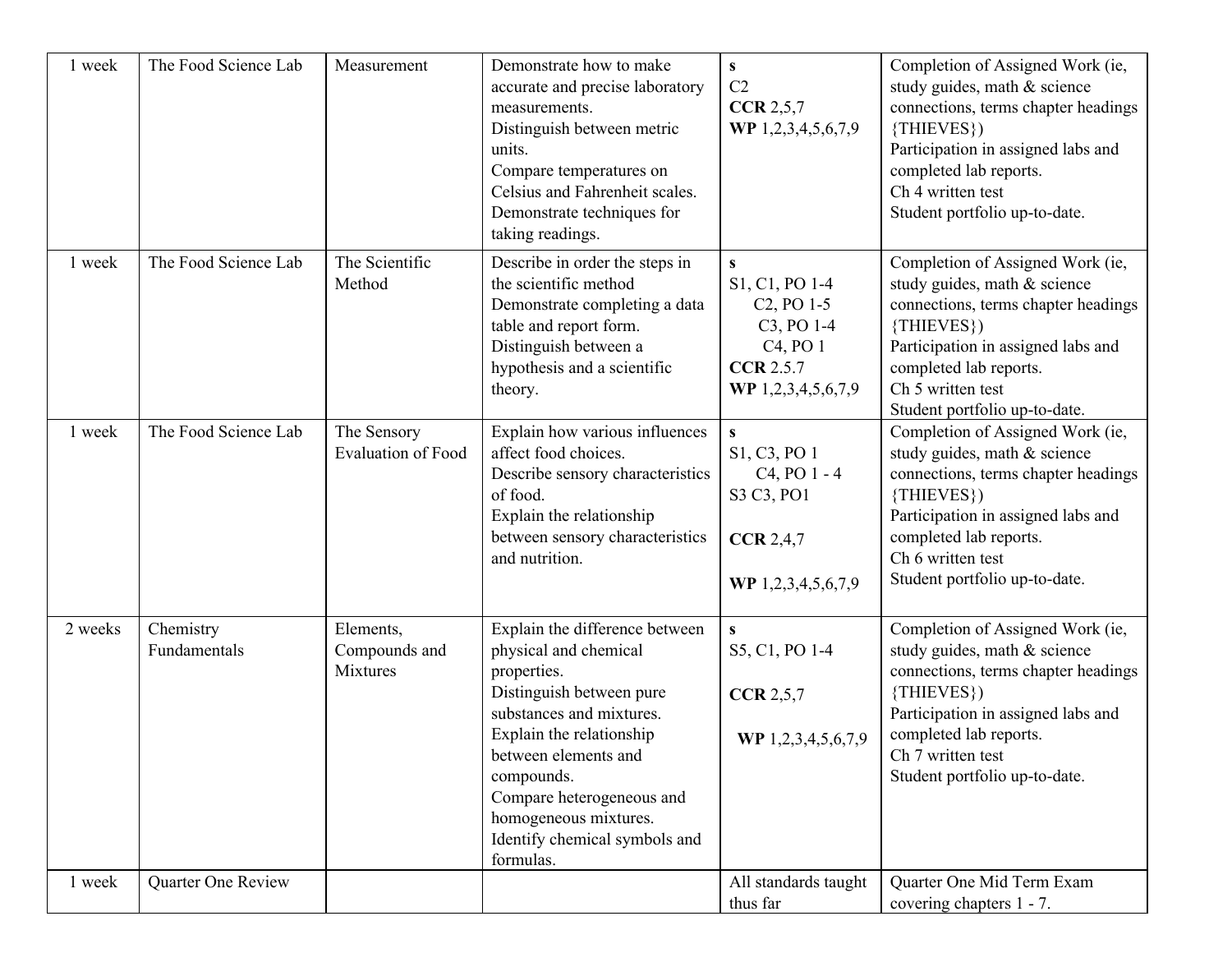| 1 week | The Food Science Lab | Measurement | Demonstrate how to make accurate and precise laboratory measurements.<br>Distinguish between metric units.<br>Compare temperatures on Celsius and Fahrenheit scales.<br>Demonstrate techniques for taking readings. | **s**<br>C2<br>**CCR** 2,5,7<br>**WP** 1,2,3,4,5,6,7,9 | Completion of Assigned Work (ie, study guides, math & science connections, terms chapter headings {THIEVES})<br>Participation in assigned labs and completed lab reports.<br>Ch 4 written test<br>Student portfolio up-to-date. |
|---|---|---|---|---|---|
| 1 week | The Food Science Lab | The Scientific Method | Describe in order the steps in the scientific method<br>Demonstrate completing a data table and report form.<br>Distinguish between a hypothesis and a scientific theory. | **s**<br>S1, C1, PO 1-4<br>C2, PO 1-5<br>C3, PO 1-4<br>C4, PO 1<br>**CCR** 2.5.7<br>**WP** 1,2,3,4,5,6,7,9 | Completion of Assigned Work (ie, study guides, math & science connections, terms chapter headings {THIEVES})<br>Participation in assigned labs and completed lab reports.<br>Ch 5 written test<br>Student portfolio up-to-date. |
| 1 week | The Food Science Lab | The Sensory Evaluation of Food | Explain how various influences affect food choices.<br>Describe sensory characteristics of food.<br>Explain the relationship between sensory characteristics and nutrition. | **s**<br>S1, C3, PO 1<br>C4, PO 1 - 4<br>S3 C3, PO1<br><br>**CCR** 2,4,7<br><br>**WP** 1,2,3,4,5,6,7,9 | Completion of Assigned Work (ie, study guides, math & science connections, terms chapter headings {THIEVES})<br>Participation in assigned labs and completed lab reports.<br>Ch 6 written test<br>Student portfolio up-to-date. |
| 2 weeks | Chemistry Fundamentals | Elements, Compounds and Mixtures | Explain the difference between physical and chemical properties.<br>Distinguish between pure substances and mixtures.<br>Explain the relationship between elements and compounds.<br>Compare heterogeneous and homogeneous mixtures.<br>Identify chemical symbols and formulas. | **s**<br>S5, C1, PO 1-4<br><br>**CCR** 2,5,7<br><br>**WP** 1,2,3,4,5,6,7,9 | Completion of Assigned Work (ie, study guides, math & science connections, terms chapter headings {THIEVES})<br>Participation in assigned labs and completed lab reports.<br>Ch 7 written test<br>Student portfolio up-to-date. |
| 1 week | Quarter One Review | | | All standards taught thus far | Quarter One Mid Term Exam covering chapters 1 - 7. |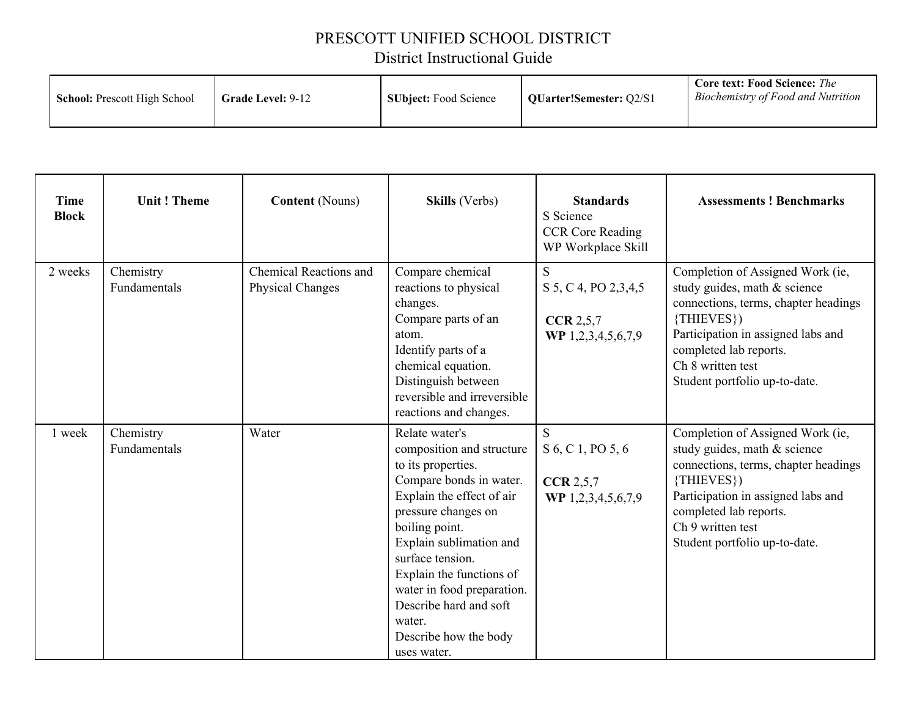# PRESCOTT UNIFIED SCHOOL DISTRICT
## District Instructional Guide

| **School:** Prescott High School | **Grade Level:** 9-12 | **SUbject:** Food Science | **QUarter!Semester:** Q2/S1 | **Core text: Food Science:** *The Biochemistry of Food and Nutrition* |
|---|---|---|---|---|

| **Time Block** | **Unit ! Theme** | **Content** (Nouns) | **Skills** (Verbs) | **Standards** S Science CCR Core Reading WP Workplace Skill | **Assessments ! Benchmarks** |
|---|---|---|---|---|---|
| 2 weeks | Chemistry Fundamentals | Chemical Reactions and Physical Changes | Compare chemical reactions to physical changes.<br>Compare parts of an atom.<br>Identify parts of a chemical equation.<br>Distinguish between reversible and irreversible reactions and changes. | S<br>S 5, C 4, PO 2,3,4,5<br><br>**CCR** 2,5,7<br>**WP** 1,2,3,4,5,6,7,9 | Completion of Assigned Work (ie, study guides, math & science connections, terms, chapter headings {THIEVES})<br>Participation in assigned labs and completed lab reports.<br>Ch 8 written test<br>Student portfolio up-to-date. |
| 1 week | Chemistry Fundamentals | Water | Relate water's composition and structure to its properties.<br>Compare bonds in water.<br>Explain the effect of air pressure changes on boiling point.<br>Explain sublimation and surface tension.<br>Explain the functions of water in food preparation.<br>Describe hard and soft water.<br>Describe how the body uses water. | S<br>S 6, C 1, PO 5, 6<br><br>**CCR** 2,5,7<br>**WP** 1,2,3,4,5,6,7,9 | Completion of Assigned Work (ie, study guides, math & science connections, terms, chapter headings {THIEVES})<br>Participation in assigned labs and completed lab reports.<br>Ch 9 written test<br>Student portfolio up-to-date. |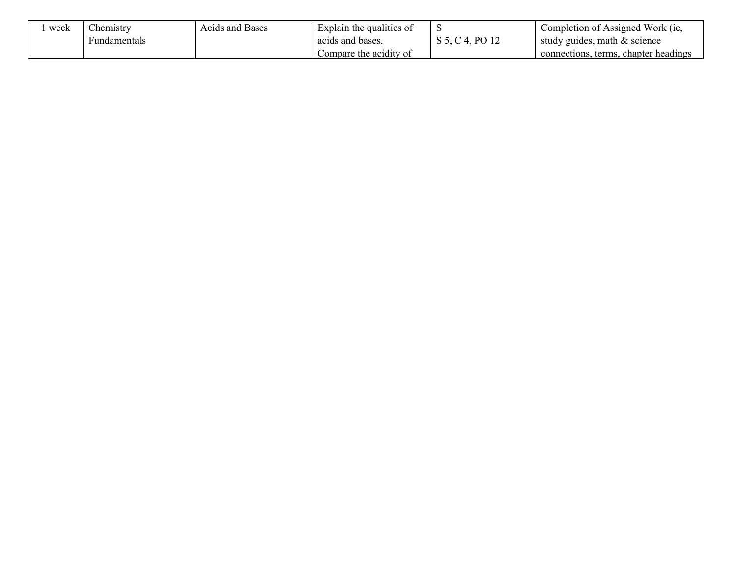| 1 week | Chemistry Fundamentals | Acids and Bases | Explain the qualities of acids and bases. Compare the acidity of | S<br>S 5, C 4, PO 12 | Completion of Assigned Work (ie, study guides, math & science connections, terms, chapter headings |
|---|---|---|---|---|---|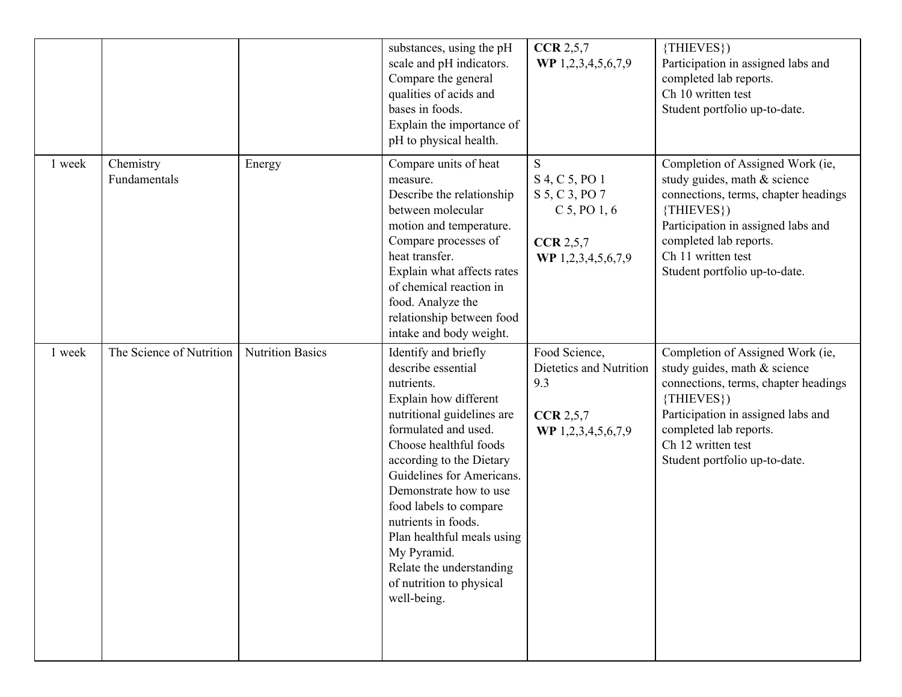| | | | | | |
|---|---|---|---|---|---|
| | | | substances, using the pH scale and pH indicators.<br>Compare the general qualities of acids and bases in foods.<br>Explain the importance of pH to physical health. | **CCR** 2,5,7<br>**WP** 1,2,3,4,5,6,7,9 | {THIEVES})<br>Participation in assigned labs and completed lab reports.<br>Ch 10 written test<br>Student portfolio up-to-date. |
| 1 week | Chemistry Fundamentals | Energy | Compare units of heat measure.<br>Describe the relationship between molecular motion and temperature.<br>Compare processes of heat transfer.<br>Explain what affects rates of chemical reaction in food. Analyze the relationship between food intake and body weight. | S<br>S 4, C 5, PO 1<br>S 5, C 3, PO 7<br>C 5, PO 1, 6<br><br>**CCR** 2,5,7<br>**WP** 1,2,3,4,5,6,7,9 | Completion of Assigned Work (ie, study guides, math & science connections, terms, chapter headings {THIEVES})<br>Participation in assigned labs and completed lab reports.<br>Ch 11 written test<br>Student portfolio up-to-date. |
| 1 week | The Science of Nutrition | Nutrition Basics | Identify and briefly describe essential nutrients.<br>Explain how different nutritional guidelines are formulated and used.<br>Choose healthful foods according to the Dietary Guidelines for Americans.<br>Demonstrate how to use food labels to compare nutrients in foods.<br>Plan healthful meals using My Pyramid.<br>Relate the understanding of nutrition to physical well-being. | Food Science, Dietetics and Nutrition 9.3<br><br>**CCR** 2,5,7<br>**WP** 1,2,3,4,5,6,7,9 | Completion of Assigned Work (ie, study guides, math & science connections, terms, chapter headings {THIEVES})<br>Participation in assigned labs and completed lab reports.<br>Ch 12 written test<br>Student portfolio up-to-date. |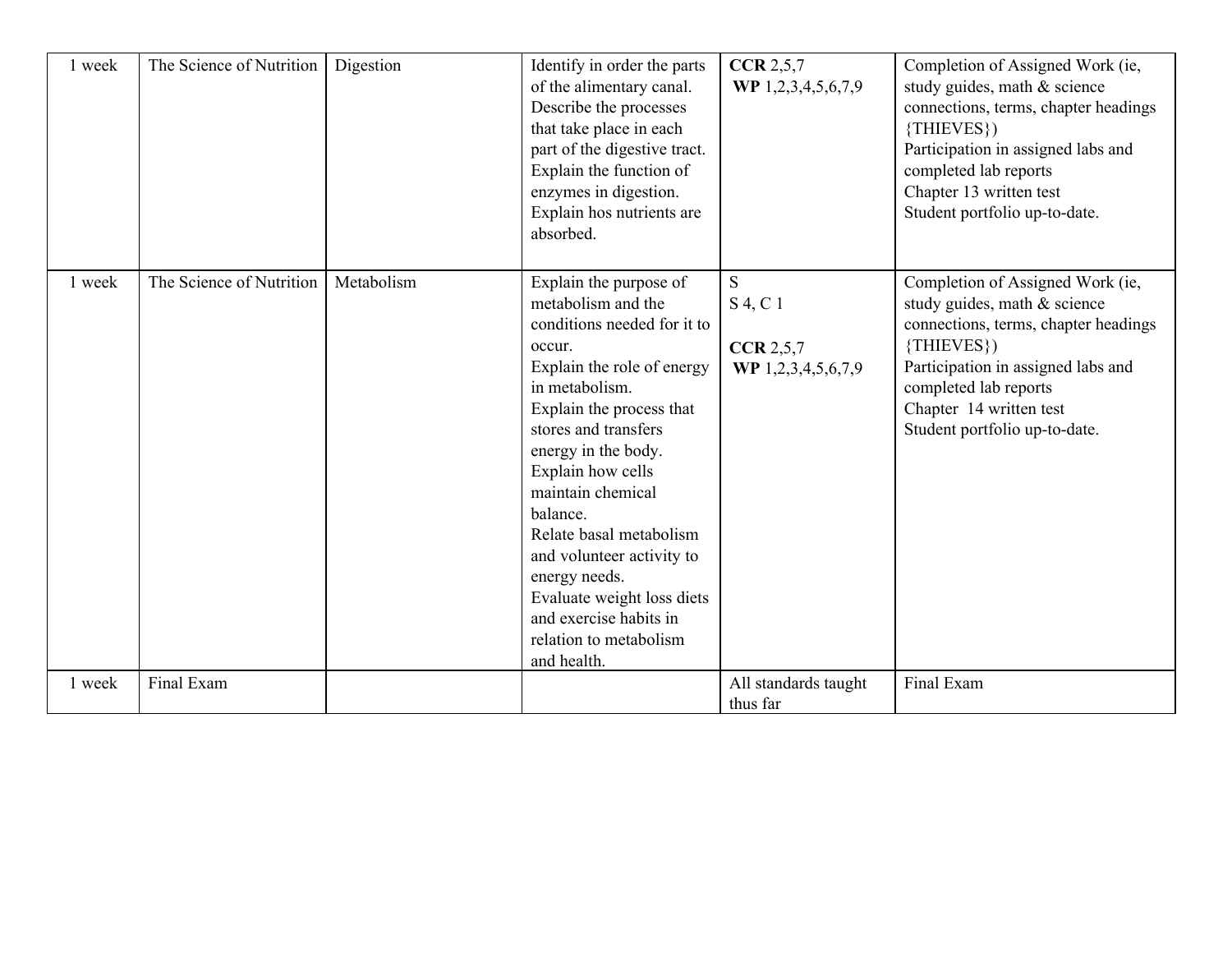| 1 week | The Science of Nutrition | Digestion | Identify in order the parts of the alimentary canal.<br>Describe the processes that take place in each part of the digestive tract.<br>Explain the function of enzymes in digestion.<br>Explain hos nutrients are absorbed. | **CCR** 2,5,7<br>**WP** 1,2,3,4,5,6,7,9 | Completion of Assigned Work (ie, study guides, math & science connections, terms, chapter headings {THIEVES})<br>Participation in assigned labs and completed lab reports<br>Chapter 13 written test<br>Student portfolio up-to-date. |
|---|---|---|---|---|---|
| 1 week | The Science of Nutrition | Metabolism | Explain the purpose of metabolism and the conditions needed for it to occur.<br>Explain the role of energy in metabolism.<br>Explain the process that stores and transfers energy in the body.<br>Explain how cells maintain chemical balance.<br>Relate basal metabolism and volunteer activity to energy needs.<br>Evaluate weight loss diets and exercise habits in relation to metabolism and health. | S<br>S 4, C 1<br><br>**CCR** 2,5,7<br>**WP** 1,2,3,4,5,6,7,9 | Completion of Assigned Work (ie, study guides, math & science connections, terms, chapter headings {THIEVES})<br>Participation in assigned labs and completed lab reports<br>Chapter 14 written test<br>Student portfolio up-to-date. |
| 1 week | Final Exam | | | All standards taught thus far | Final Exam |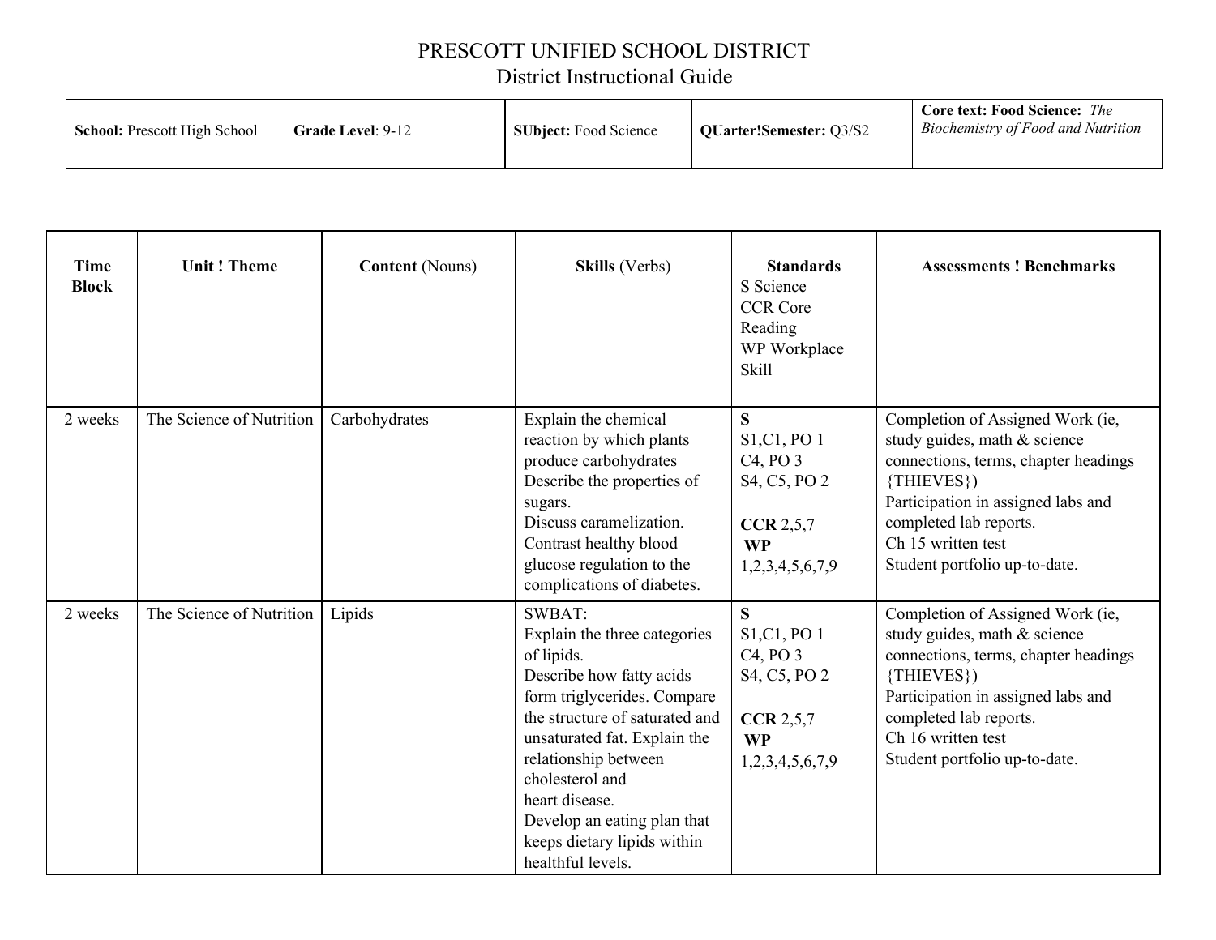PRESCOTT UNIFIED SCHOOL DISTRICT
District Instructional Guide

| **School:** Prescott High School | **Grade Level**: 9-12 | **SUbject:** Food Science | **QUarter!Semester:** Q3/S2 | **Core text: Food Science:** *The Biochemistry of Food and Nutrition* |
|---|---|---|---|---|

| **Time Block** | **Unit ! Theme** | **Content** (Nouns) | **Skills** (Verbs) | **Standards** S Science CCR Core Reading WP Workplace Skill | **Assessments ! Benchmarks** |
|---|---|---|---|---|---|
| 2 weeks | The Science of Nutrition | Carbohydrates | Explain the chemical reaction by which plants produce carbohydrates Describe the properties of sugars. Discuss caramelization. Contrast healthy blood glucose regulation to the complications of diabetes. | **S** S1,C1, PO 1 C4, PO 3 S4, C5, PO 2 **CCR** 2,5,7 **WP** 1,2,3,4,5,6,7,9 | Completion of Assigned Work (ie, study guides, math & science connections, terms, chapter headings {THIEVES}) Participation in assigned labs and completed lab reports. Ch 15 written test Student portfolio up-to-date. |
| 2 weeks | The Science of Nutrition | Lipids | SWBAT: Explain the three categories of lipids. Describe how fatty acids form triglycerides. Compare the structure of saturated and unsaturated fat. Explain the relationship between cholesterol and heart disease. Develop an eating plan that keeps dietary lipids within healthful levels. | **S** S1,C1, PO 1 C4, PO 3 S4, C5, PO 2 **CCR** 2,5,7 **WP** 1,2,3,4,5,6,7,9 | Completion of Assigned Work (ie, study guides, math & science connections, terms, chapter headings {THIEVES}) Participation in assigned labs and completed lab reports. Ch 16 written test Student portfolio up-to-date. |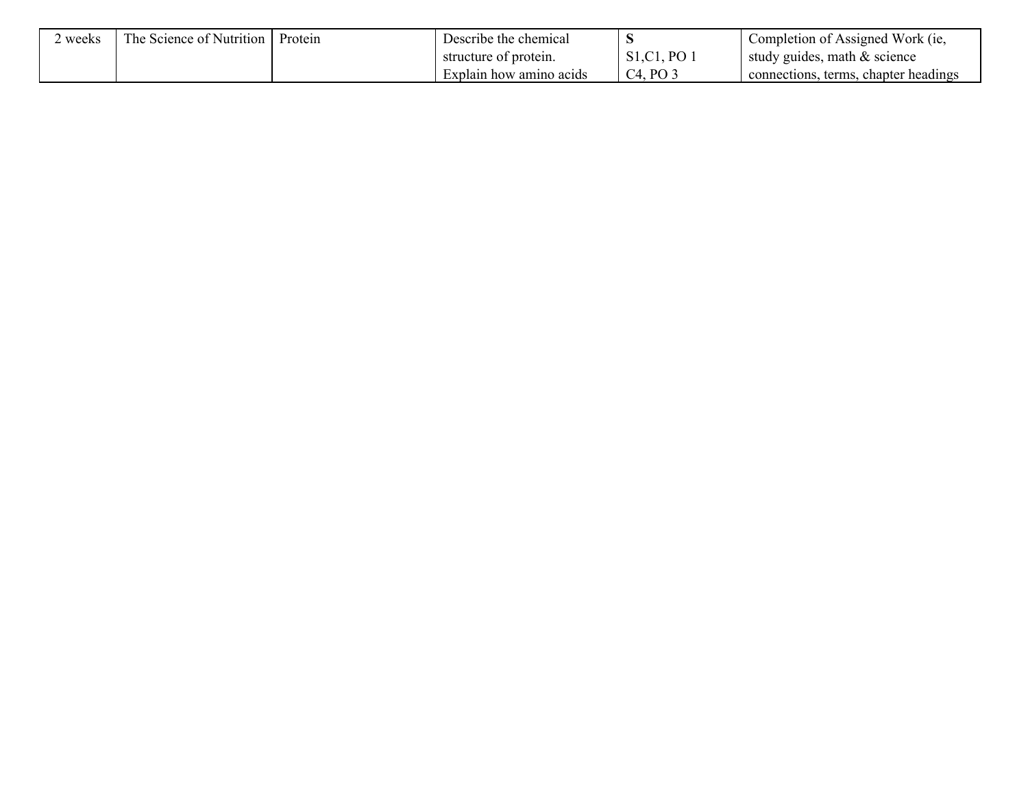| 2 weeks | The Science of Nutrition | Protein | Describe the chemical structure of protein. Explain how amino acids | **S** S1,C1, PO 1 C4, PO 3 | Completion of Assigned Work (ie, study guides, math & science connections, terms, chapter headings |
|---|---|---|---|---|---|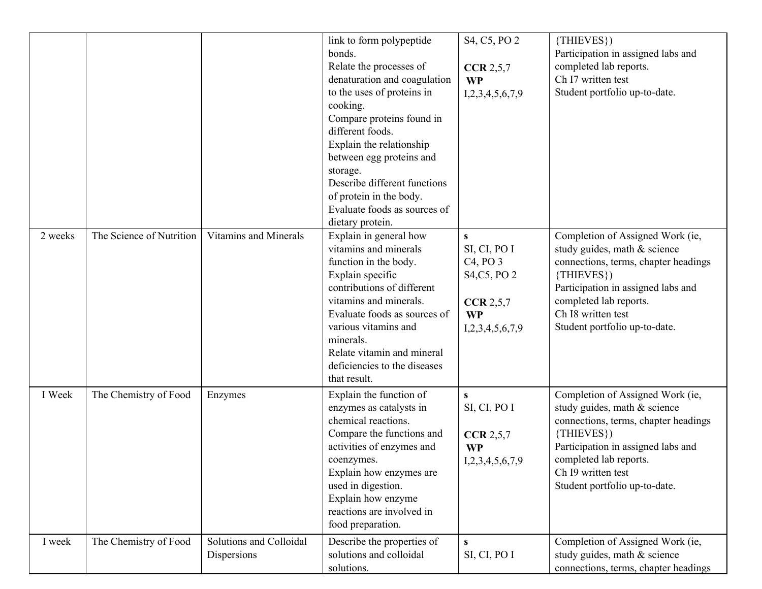| | | | | | |
|---|---|---|---|---|---|
| | | | link to form polypeptide bonds.<br>Relate the processes of denaturation and coagulation to the uses of proteins in cooking.<br>Compare proteins found in different foods.<br>Explain the relationship between egg proteins and storage.<br>Describe different functions of protein in the body.<br>Evaluate foods as sources of dietary protein. | S4, C5, PO 2<br><br>**CCR** 2,5,7<br>**WP**<br>I,2,3,4,5,6,7,9 | {THIEVES})<br>Participation in assigned labs and completed lab reports.<br>Ch I7 written test<br>Student portfolio up-to-date. |
| 2 weeks | The Science of Nutrition | Vitamins and Minerals | Explain in general how vitamins and minerals function in the body.<br>Explain specific contributions of different vitamins and minerals.<br>Evaluate foods as sources of various vitamins and minerals.<br>Relate vitamin and mineral deficiencies to the diseases that result. | **s**<br>SI, CI, PO I<br>C4, PO 3<br>S4,C5, PO 2<br><br>**CCR** 2,5,7<br>**WP**<br>I,2,3,4,5,6,7,9 | Completion of Assigned Work (ie, study guides, math & science connections, terms, chapter headings {THIEVES})<br>Participation in assigned labs and completed lab reports.<br>Ch I8 written test<br>Student portfolio up-to-date. |
| I Week | The Chemistry of Food | Enzymes | Explain the function of enzymes as catalysts in chemical reactions.<br>Compare the functions and activities of enzymes and coenzymes.<br>Explain how enzymes are used in digestion.<br>Explain how enzyme reactions are involved in food preparation. | **s**<br>SI, CI, PO I<br><br>**CCR** 2,5,7<br>**WP**<br>I,2,3,4,5,6,7,9 | Completion of Assigned Work (ie, study guides, math & science connections, terms, chapter headings {THIEVES})<br>Participation in assigned labs and completed lab reports.<br>Ch I9 written test<br>Student portfolio up-to-date. |
| I week | The Chemistry of Food | Solutions and Colloidal Dispersions | Describe the properties of solutions and colloidal solutions. | **s**<br>SI, CI, PO I | Completion of Assigned Work (ie, study guides, math & science connections, terms, chapter headings |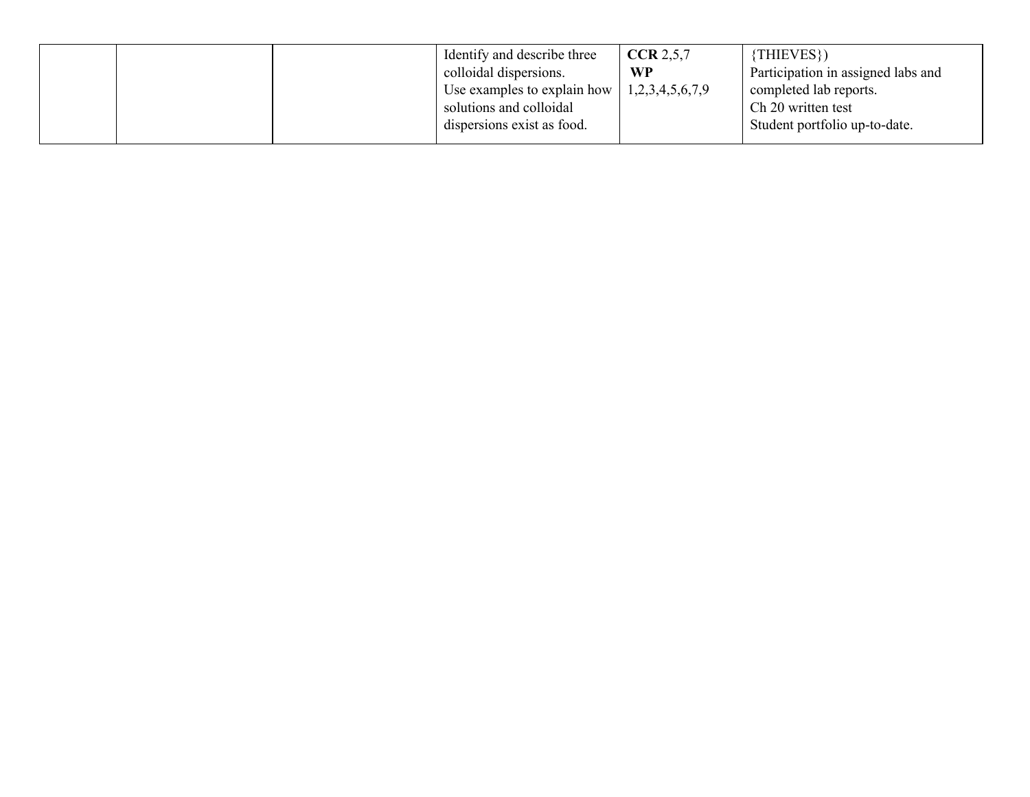|  |  |  | Identify and describe three colloidal dispersions.<br>Use examples to explain how solutions and colloidal dispersions exist as food. | **CCR** 2,5,7<br>**WP** 1,2,3,4,5,6,7,9 | {THIEVES})<br>Participation in assigned labs and completed lab reports.<br>Ch 20 written test<br>Student portfolio up-to-date. |
|---|---|---|---|---|---|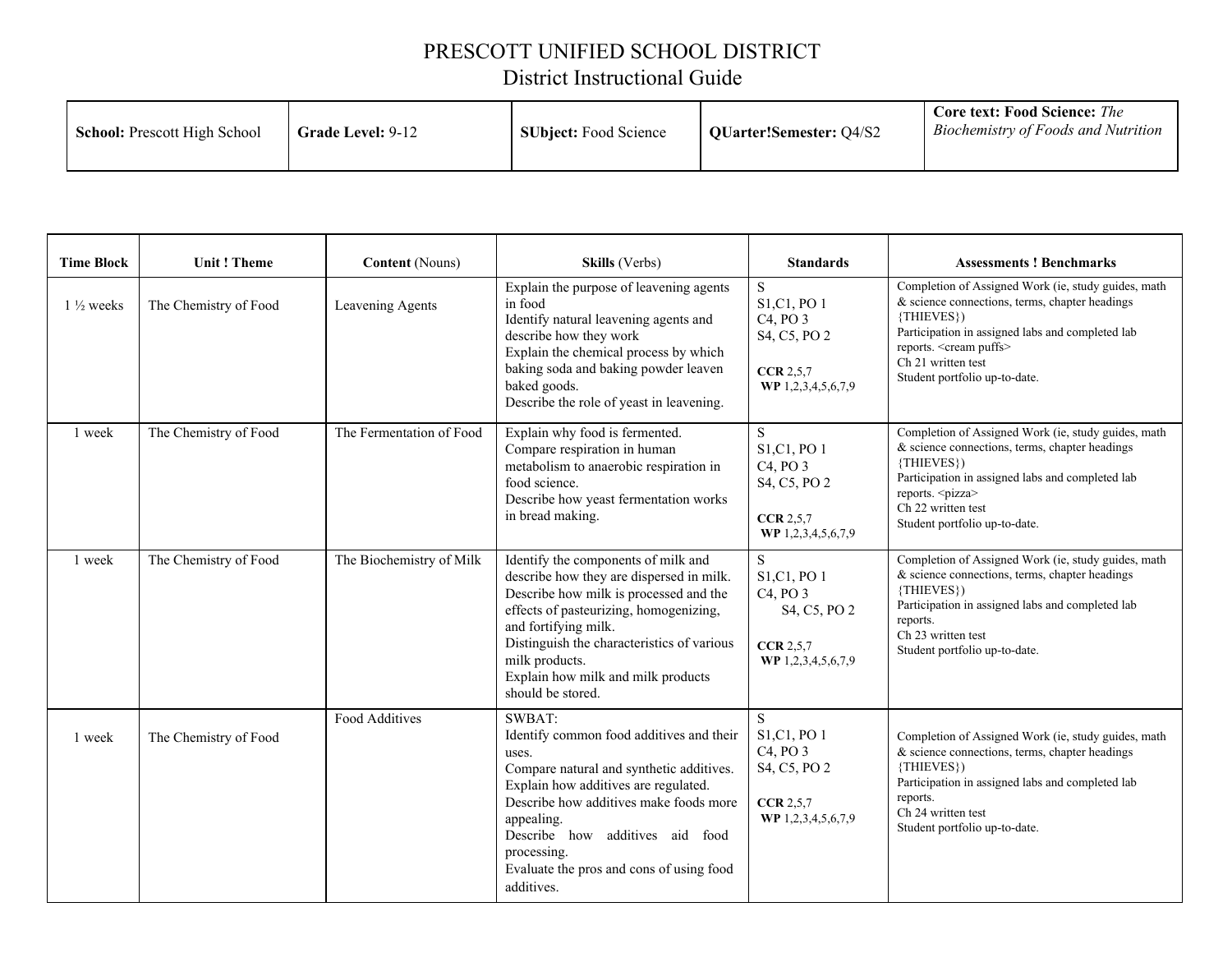# PRESCOTT UNIFIED SCHOOL DISTRICT
## District Instructional Guide

| **School:** Prescott High School | **Grade Level:** 9-12 | **SUbject:** Food Science | **QUarter!Semester:** Q4/S2 | **Core text: Food Science:** *The Biochemistry of Foods and Nutrition* |
|---|---|---|---|---|

| Time Block | Unit ! Theme | Content (Nouns) | Skills (Verbs) | Standards | Assessments ! Benchmarks |
|---|---|---|---|---|---|
| 1 ½ weeks | The Chemistry of Food | Leavening Agents | Explain the purpose of leavening agents in food<br>Identify natural leavening agents and describe how they work<br>Explain the chemical process by which baking soda and baking powder leaven baked goods.<br>Describe the role of yeast in leavening. | S<br>S1,C1, PO 1<br>C4, PO 3<br>S4, C5, PO 2<br><br>**CCR** 2,5,7<br>**WP** 1,2,3,4,5,6,7,9 | Completion of Assigned Work (ie, study guides, math & science connections, terms, chapter headings {THIEVES})<br>Participation in assigned labs and completed lab reports. <cream puffs><br>Ch 21 written test<br>Student portfolio up-to-date. |
| 1 week | The Chemistry of Food | The Fermentation of Food | Explain why food is fermented.<br>Compare respiration in human metabolism to anaerobic respiration in food science.<br>Describe how yeast fermentation works in bread making. | S<br>S1,C1, PO 1<br>C4, PO 3<br>S4, C5, PO 2<br><br>**CCR** 2,5,7<br>**WP** 1,2,3,4,5,6,7,9 | Completion of Assigned Work (ie, study guides, math & science connections, terms, chapter headings {THIEVES})<br>Participation in assigned labs and completed lab reports. <pizza><br>Ch 22 written test<br>Student portfolio up-to-date. |
| 1 week | The Chemistry of Food | The Biochemistry of Milk | Identify the components of milk and describe how they are dispersed in milk.<br>Describe how milk is processed and the effects of pasteurizing, homogenizing, and fortifying milk.<br>Distinguish the characteristics of various milk products.<br>Explain how milk and milk products should be stored. | S<br>S1,C1, PO 1<br>C4, PO 3<br>S4, C5, PO 2<br><br>**CCR** 2,5,7<br>**WP** 1,2,3,4,5,6,7,9 | Completion of Assigned Work (ie, study guides, math & science connections, terms, chapter headings {THIEVES})<br>Participation in assigned labs and completed lab reports.<br>Ch 23 written test<br>Student portfolio up-to-date. |
| 1 week | The Chemistry of Food | Food Additives | SWBAT:<br>Identify common food additives and their uses.<br>Compare natural and synthetic additives.<br>Explain how additives are regulated.<br>Describe how additives make foods more appealing.<br>Describe how additives aid food processing.<br>Evaluate the pros and cons of using food additives. | S<br>S1,C1, PO 1<br>C4, PO 3<br>S4, C5, PO 2<br><br>**CCR** 2,5,7<br>**WP** 1,2,3,4,5,6,7,9 | Completion of Assigned Work (ie, study guides, math & science connections, terms, chapter headings {THIEVES})<br>Participation in assigned labs and completed lab reports.<br>Ch 24 written test<br>Student portfolio up-to-date. |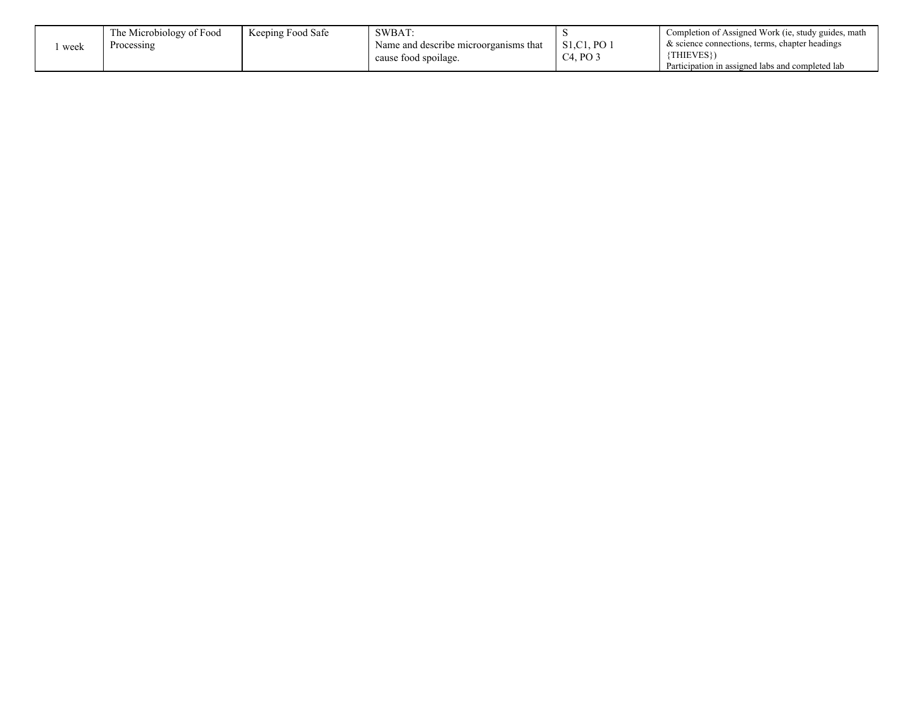| | | | | | |
|---|---|---|---|---|---|
| 1 week | The Microbiology of Food Processing | Keeping Food Safe | SWBAT:<br>Name and describe microorganisms that cause food spoilage. | S<br>S1,C1, PO 1<br>C4, PO 3 | Completion of Assigned Work (ie, study guides, math & science connections, terms, chapter headings {THIEVES})<br>Participation in assigned labs and completed lab |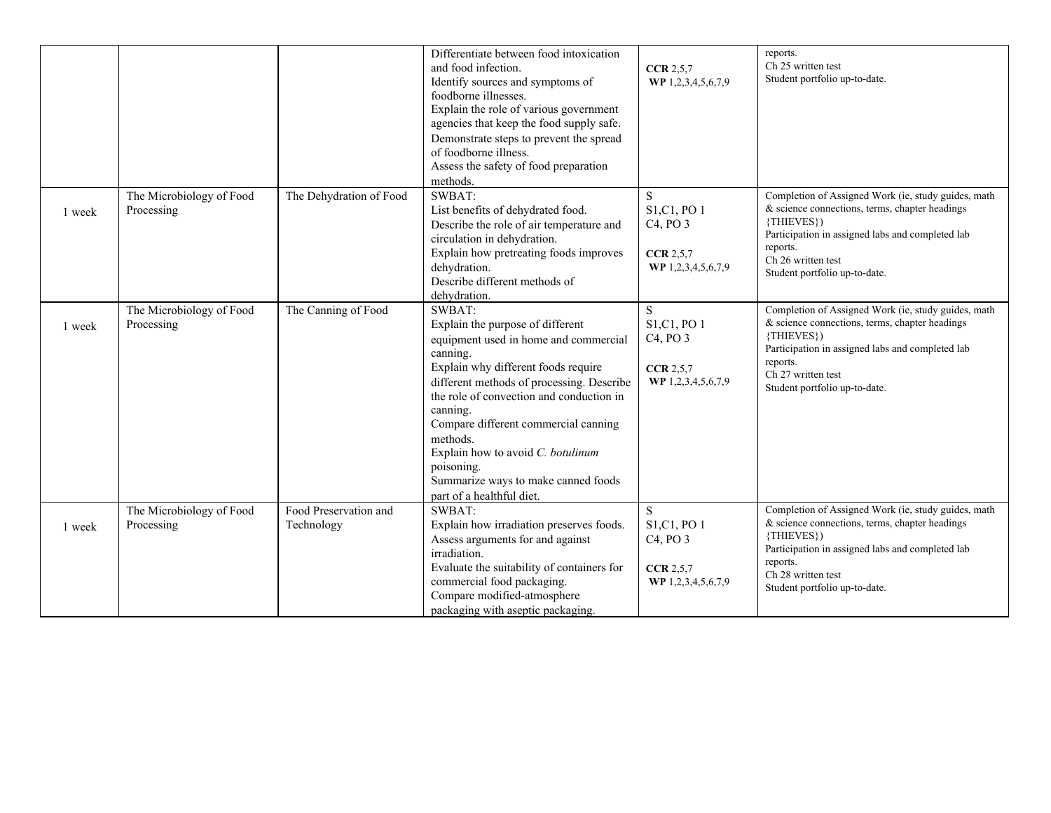| | | | | | |
|---|---|---|---|---|---|
| | | | Differentiate between food intoxication and food infection.<br>Identify sources and symptoms of foodborne illnesses.<br>Explain the role of various government agencies that keep the food supply safe.<br>Demonstrate steps to prevent the spread of foodborne illness.<br>Assess the safety of food preparation methods. | **CCR** 2,5,7<br>**WP** 1,2,3,4,5,6,7,9 | reports.<br>Ch 25 written test<br>Student portfolio up-to-date. |
| 1 week | The Microbiology of Food Processing | The Dehydration of Food | SWBAT:<br>List benefits of dehydrated food.<br>Describe the role of air temperature and circulation in dehydration.<br>Explain how pretreating foods improves dehydration.<br>Describe different methods of dehydration. | S<br>S1,C1, PO 1<br>C4, PO 3<br><br>**CCR** 2,5,7<br>**WP** 1,2,3,4,5,6,7,9 | Completion of Assigned Work (ie, study guides, math & science connections, terms, chapter headings {THIEVES})<br>Participation in assigned labs and completed lab reports.<br>Ch 26 written test<br>Student portfolio up-to-date. |
| 1 week | The Microbiology of Food Processing | The Canning of Food | SWBAT:<br>Explain the purpose of different equipment used in home and commercial canning.<br>Explain why different foods require different methods of processing. Describe the role of convection and conduction in canning.<br>Compare different commercial canning methods.<br>Explain how to avoid *C. botulinum* poisoning.<br>Summarize ways to make canned foods part of a healthful diet. | S<br>S1,C1, PO 1<br>C4, PO 3<br><br>**CCR** 2,5,7<br>**WP** 1,2,3,4,5,6,7,9 | Completion of Assigned Work (ie, study guides, math & science connections, terms, chapter headings {THIEVES})<br>Participation in assigned labs and completed lab reports.<br>Ch 27 written test<br>Student portfolio up-to-date. |
| 1 week | The Microbiology of Food Processing | Food Preservation and Technology | SWBAT:<br>Explain how irradiation preserves foods.<br>Assess arguments for and against irradiation.<br>Evaluate the suitability of containers for commercial food packaging.<br>Compare modified-atmosphere packaging with aseptic packaging. | S<br>S1,C1, PO 1<br>C4, PO 3<br><br>**CCR** 2,5,7<br>**WP** 1,2,3,4,5,6,7,9 | Completion of Assigned Work (ie, study guides, math & science connections, terms, chapter headings {THIEVES})<br>Participation in assigned labs and completed lab reports.<br>Ch 28 written test<br>Student portfolio up-to-date. |